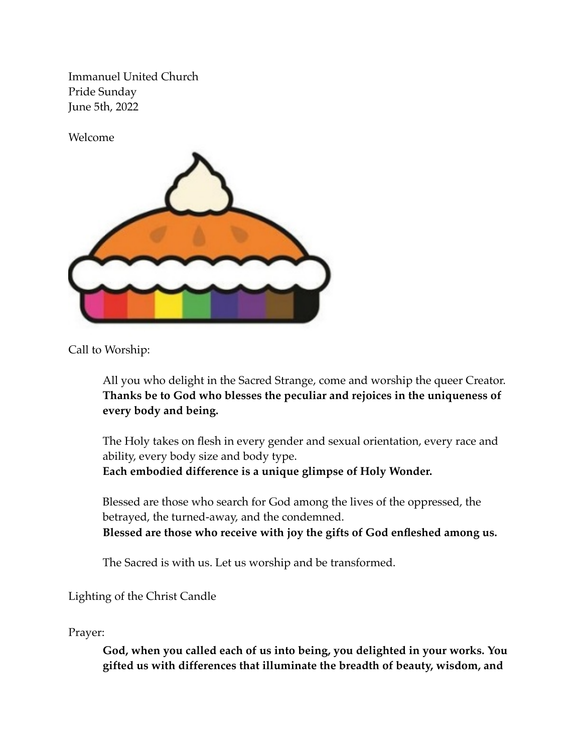Immanuel United Church
Pride Sunday
June 5th, 2022

Welcome

Call to Worship:

> All you who delight in the Sacred Strange, come and worship the queer Creator.
> **Thanks be to God who blesses the peculiar and rejoices in the uniqueness of every body and being.**
>
> The Holy takes on flesh in every gender and sexual orientation, every race and ability, every body size and body type.
> **Each embodied difference is a unique glimpse of Holy Wonder.**
>
> Blessed are those who search for God among the lives of the oppressed, the betrayed, the turned-away, and the condemned.
> **Blessed are those who receive with joy the gifts of God enfleshed among us.**
>
> The Sacred is with us. Let us worship and be transformed.

Lighting of the Christ Candle

Prayer:

> **God, when you called each of us into being, you delighted in your works. You gifted us with differences that illuminate the breadth of beauty, wisdom, and**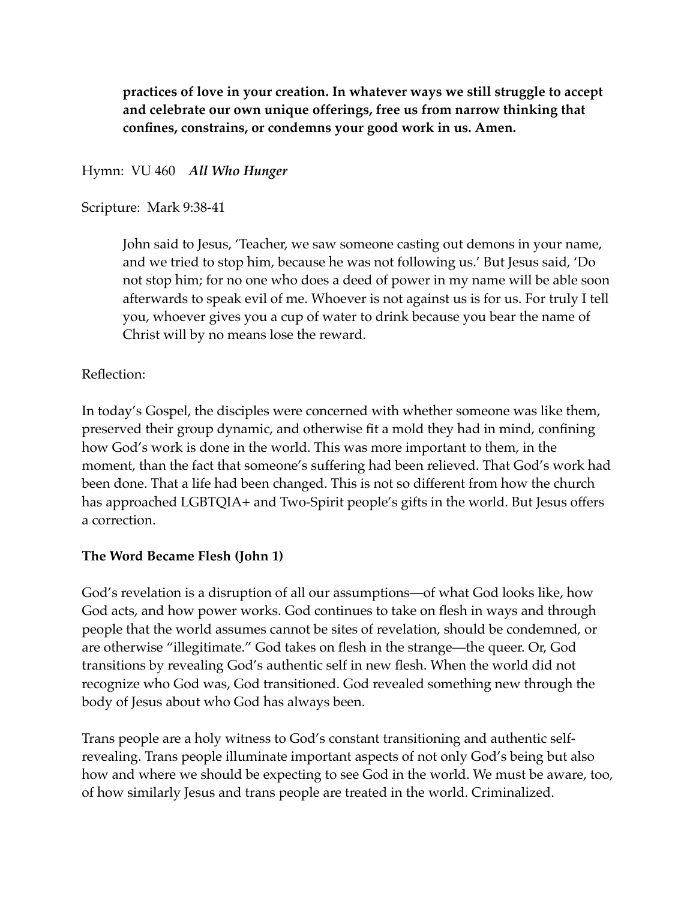**practices of love in your creation. In whatever ways we still struggle to accept and celebrate our own unique offerings, free us from narrow thinking that confines, constrains, or condemns your good work in us. Amen.**

Hymn: VU 460 ***All Who Hunger***

Scripture: Mark 9:38-41

> John said to Jesus, 'Teacher, we saw someone casting out demons in your name, and we tried to stop him, because he was not following us.' But Jesus said, 'Do not stop him; for no one who does a deed of power in my name will be able soon afterwards to speak evil of me. Whoever is not against us is for us. For truly I tell you, whoever gives you a cup of water to drink because you bear the name of Christ will by no means lose the reward.

Reflection:

In today's Gospel, the disciples were concerned with whether someone was like them, preserved their group dynamic, and otherwise fit a mold they had in mind, confining how God's work is done in the world. This was more important to them, in the moment, than the fact that someone's suffering had been relieved. That God's work had been done. That a life had been changed. This is not so different from how the church has approached LGBTQIA+ and Two-Spirit people's gifts in the world. But Jesus offers a correction.

**The Word Became Flesh (John 1)**

God's revelation is a disruption of all our assumptions—of what God looks like, how God acts, and how power works. God continues to take on flesh in ways and through people that the world assumes cannot be sites of revelation, should be condemned, or are otherwise "illegitimate." God takes on flesh in the strange—the queer. Or, God transitions by revealing God's authentic self in new flesh. When the world did not recognize who God was, God transitioned. God revealed something new through the body of Jesus about who God has always been.

Trans people are a holy witness to God's constant transitioning and authentic self-revealing. Trans people illuminate important aspects of not only God's being but also how and where we should be expecting to see God in the world. We must be aware, too, of how similarly Jesus and trans people are treated in the world. Criminalized.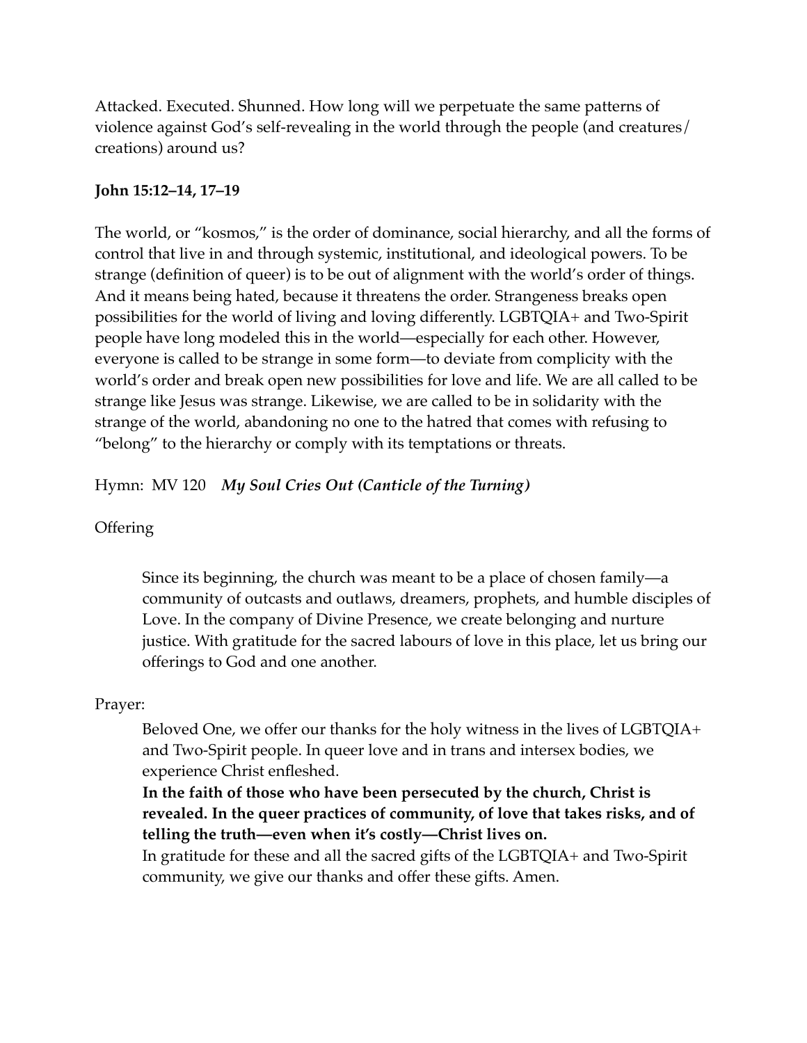Attacked. Executed. Shunned. How long will we perpetuate the same patterns of violence against God's self-revealing in the world through the people (and creatures/ creations) around us?

**John 15:12–14, 17–19**

The world, or "kosmos," is the order of dominance, social hierarchy, and all the forms of control that live in and through systemic, institutional, and ideological powers. To be strange (definition of queer) is to be out of alignment with the world's order of things. And it means being hated, because it threatens the order. Strangeness breaks open possibilities for the world of living and loving differently. LGBTQIA+ and Two-Spirit people have long modeled this in the world—especially for each other. However, everyone is called to be strange in some form—to deviate from complicity with the world's order and break open new possibilities for love and life. We are all called to be strange like Jesus was strange. Likewise, we are called to be in solidarity with the strange of the world, abandoning no one to the hatred that comes with refusing to "belong" to the hierarchy or comply with its temptations or threats.

Hymn: MV 120 ***My Soul Cries Out (Canticle of the Turning)***

Offering

> Since its beginning, the church was meant to be a place of chosen family—a community of outcasts and outlaws, dreamers, prophets, and humble disciples of Love. In the company of Divine Presence, we create belonging and nurture justice. With gratitude for the sacred labours of love in this place, let us bring our offerings to God and one another.

Prayer:

> Beloved One, we offer our thanks for the holy witness in the lives of LGBTQIA+ and Two-Spirit people. In queer love and in trans and intersex bodies, we experience Christ enfleshed.
> **In the faith of those who have been persecuted by the church, Christ is revealed. In the queer practices of community, of love that takes risks, and of telling the truth—even when it's costly—Christ lives on.**
> In gratitude for these and all the sacred gifts of the LGBTQIA+ and Two-Spirit community, we give our thanks and offer these gifts. Amen.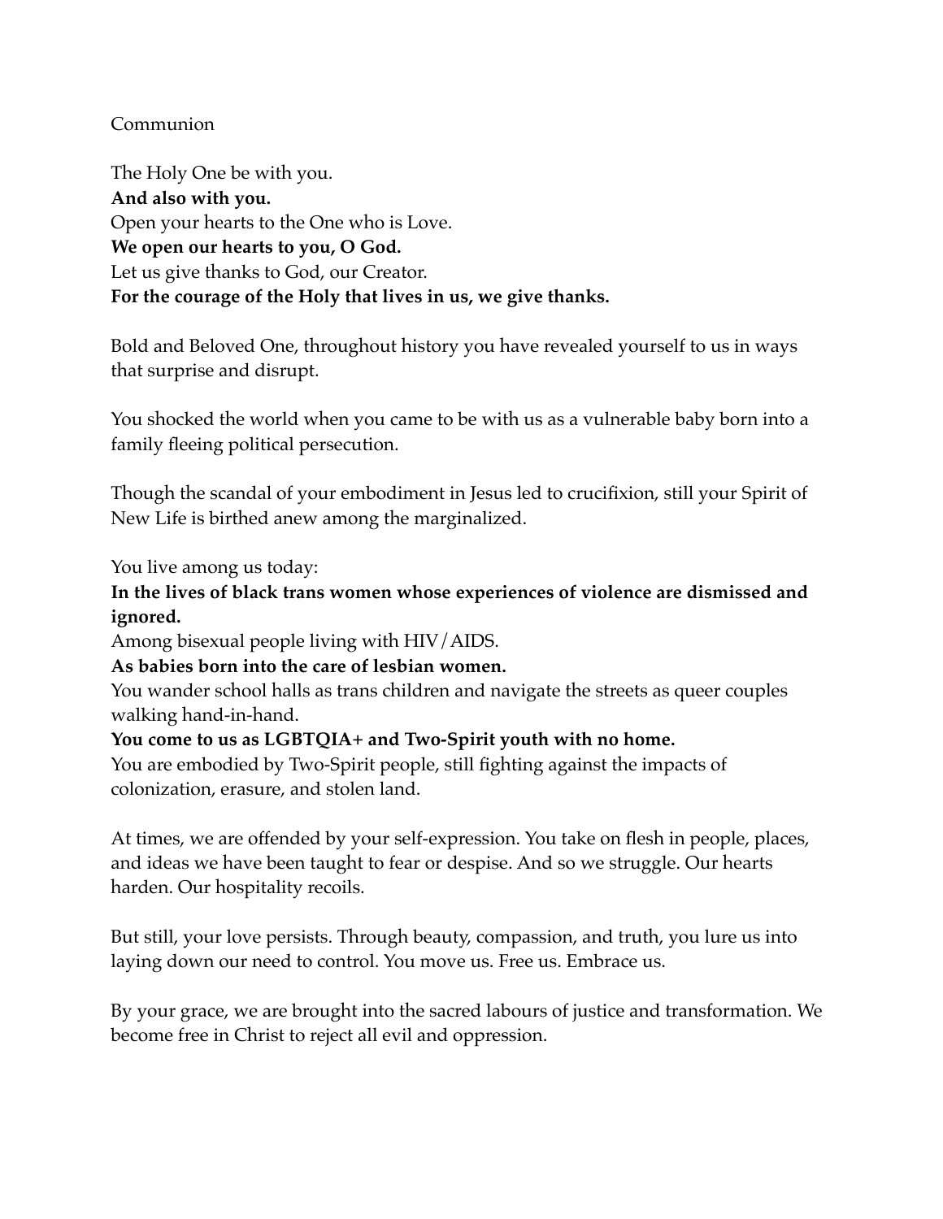Communion

The Holy One be with you.  
**And also with you.**  
Open your hearts to the One who is Love.  
**We open our hearts to you, O God.**  
Let us give thanks to God, our Creator.  
**For the courage of the Holy that lives in us, we give thanks.**

Bold and Beloved One, throughout history you have revealed yourself to us in ways that surprise and disrupt.

You shocked the world when you came to be with us as a vulnerable baby born into a family fleeing political persecution.

Though the scandal of your embodiment in Jesus led to crucifixion, still your Spirit of New Life is birthed anew among the marginalized.

You live among us today:  
**In the lives of black trans women whose experiences of violence are dismissed and ignored.**  
Among bisexual people living with HIV/AIDS.  
**As babies born into the care of lesbian women.**  
You wander school halls as trans children and navigate the streets as queer couples walking hand-in-hand.  
**You come to us as LGBTQIA+ and Two-Spirit youth with no home.**  
You are embodied by Two-Spirit people, still fighting against the impacts of colonization, erasure, and stolen land.

At times, we are offended by your self-expression. You take on flesh in people, places, and ideas we have been taught to fear or despise. And so we struggle. Our hearts harden. Our hospitality recoils.

But still, your love persists. Through beauty, compassion, and truth, you lure us into laying down our need to control. You move us. Free us. Embrace us.

By your grace, we are brought into the sacred labours of justice and transformation. We become free in Christ to reject all evil and oppression.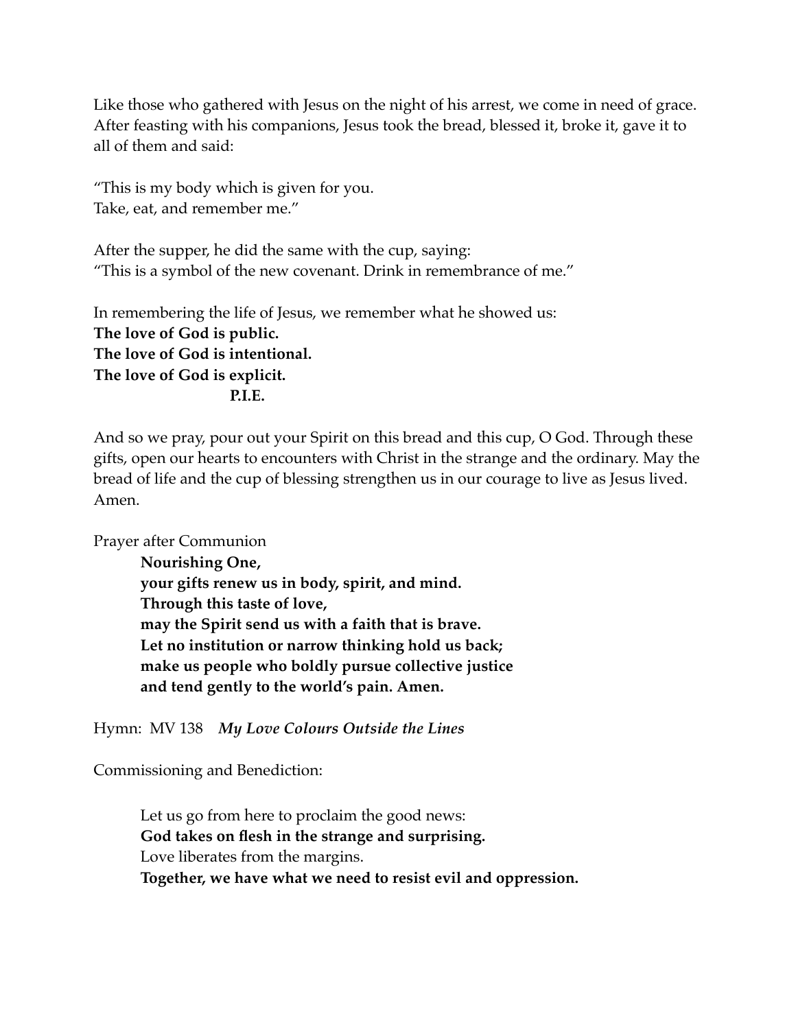Like those who gathered with Jesus on the night of his arrest, we come in need of grace. After feasting with his companions, Jesus took the bread, blessed it, broke it, gave it to all of them and said:

"This is my body which is given for you.  
Take, eat, and remember me."

After the supper, he did the same with the cup, saying:  
"This is a symbol of the new covenant. Drink in remembrance of me."

In remembering the life of Jesus, we remember what he showed us:  
**The love of God is public.**  
**The love of God is intentional.**  
**The love of God is explicit.**  
**P.I.E.**

And so we pray, pour out your Spirit on this bread and this cup, O God. Through these gifts, open our hearts to encounters with Christ in the strange and the ordinary. May the bread of life and the cup of blessing strengthen us in our courage to live as Jesus lived. Amen.

Prayer after Communion

> **Nourishing One,**  
> **your gifts renew us in body, spirit, and mind.**  
> **Through this taste of love,**  
> **may the Spirit send us with a faith that is brave.**  
> **Let no institution or narrow thinking hold us back;**  
> **make us people who boldly pursue collective justice**  
> **and tend gently to the world's pain. Amen.**

Hymn: MV 138 ***My Love Colours Outside the Lines***

Commissioning and Benediction:

> Let us go from here to proclaim the good news:  
> **God takes on flesh in the strange and surprising.**  
> Love liberates from the margins.  
> **Together, we have what we need to resist evil and oppression.**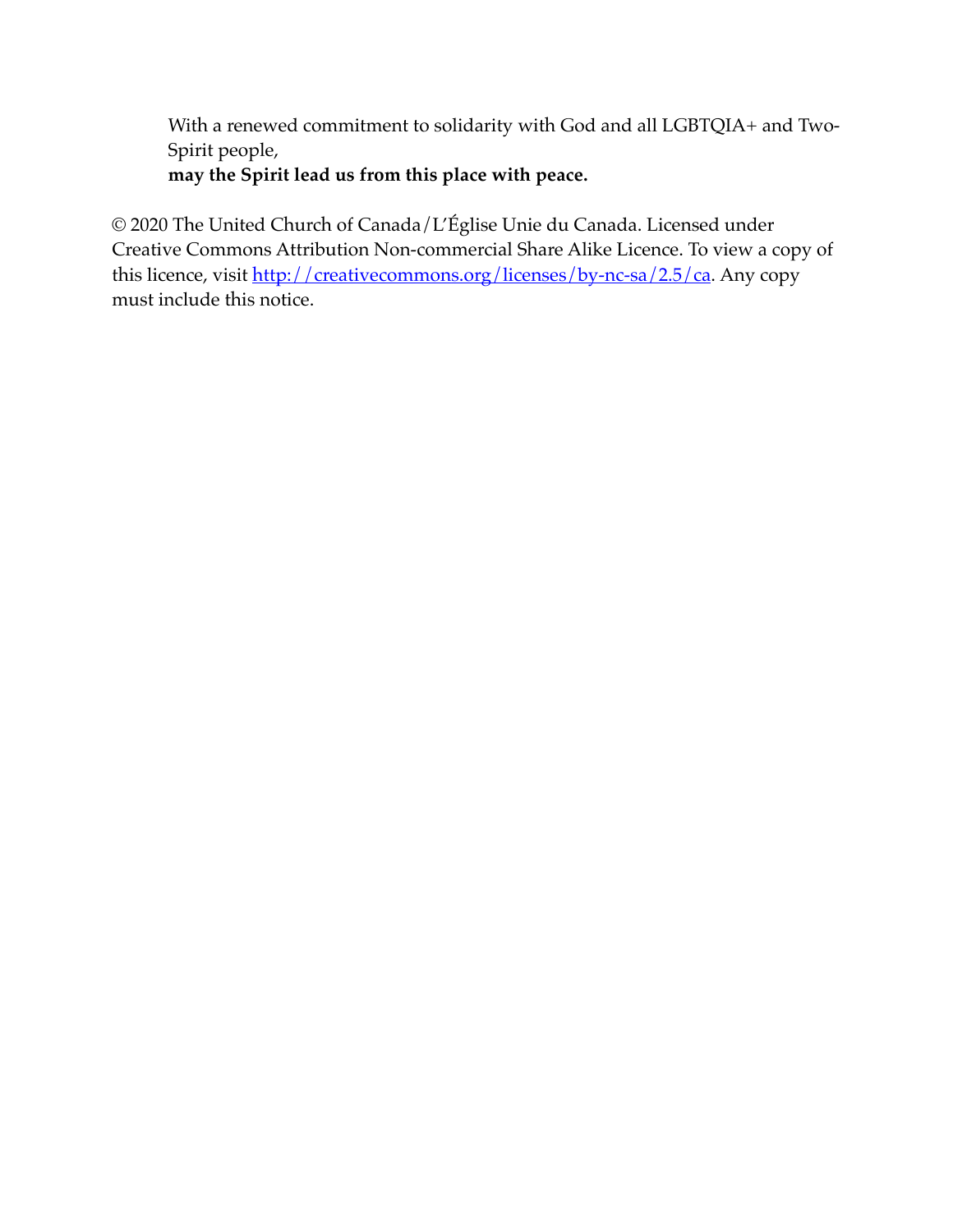With a renewed commitment to solidarity with God and all LGBTQIA+ and Two-Spirit people,
**may the Spirit lead us from this place with peace.**

© 2020 The United Church of Canada/L'Église Unie du Canada. Licensed under Creative Commons Attribution Non-commercial Share Alike Licence. To view a copy of this licence, visit [http://creativecommons.org/licenses/by-nc-sa/2.5/ca](http://creativecommons.org/licenses/by-nc-sa/2.5/ca). Any copy must include this notice.